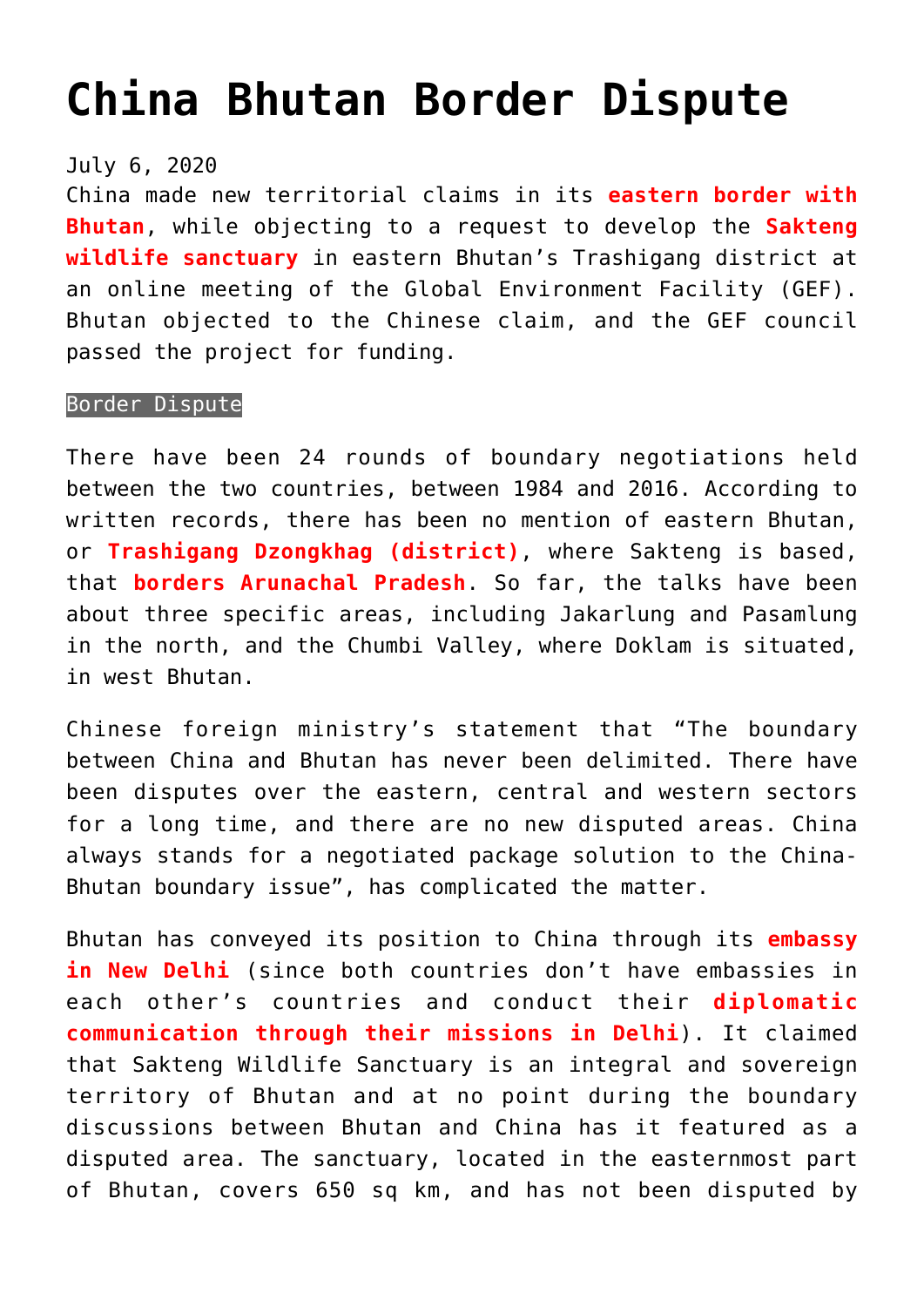# China Bhutan Border Dispute

July 6, 2020

China made new territorial claims in its **eastern border with Bhutan**, while objecting to a request to develop the **Sakteng wildlife sanctuary** in eastern Bhutan's Trashigang district at an online meeting of the Global Environment Facility (GEF). Bhutan objected to the Chinese claim, and the GEF council passed the project for funding.

## Border Dispute

There have been 24 rounds of boundary negotiations held between the two countries, between 1984 and 2016. According to written records, there has been no mention of eastern Bhutan, or **Trashigang Dzongkhag (district)**, where Sakteng is based, that **borders Arunachal Pradesh**. So far, the talks have been about three specific areas, including Jakarlung and Pasamlung in the north, and the Chumbi Valley, where Doklam is situated, in west Bhutan.

Chinese foreign ministry's statement that "The boundary between China and Bhutan has never been delimited. There have been disputes over the eastern, central and western sectors for a long time, and there are no new disputed areas. China always stands for a negotiated package solution to the China-Bhutan boundary issue", has complicated the matter.

Bhutan has conveyed its position to China through its **embassy in New Delhi** (since both countries don't have embassies in each other's countries and conduct their **diplomatic communication through their missions in Delhi**). It claimed that Sakteng Wildlife Sanctuary is an integral and sovereign territory of Bhutan and at no point during the boundary discussions between Bhutan and China has it featured as a disputed area. The sanctuary, located in the easternmost part of Bhutan, covers 650 sq km, and has not been disputed by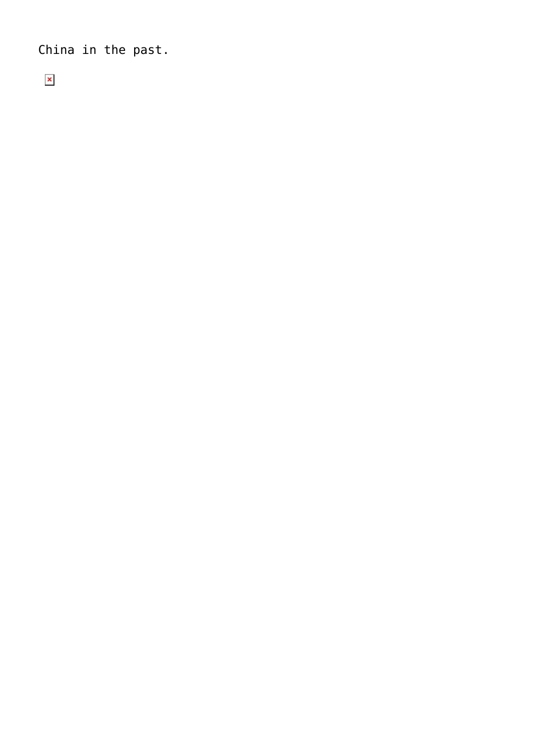China in the past.